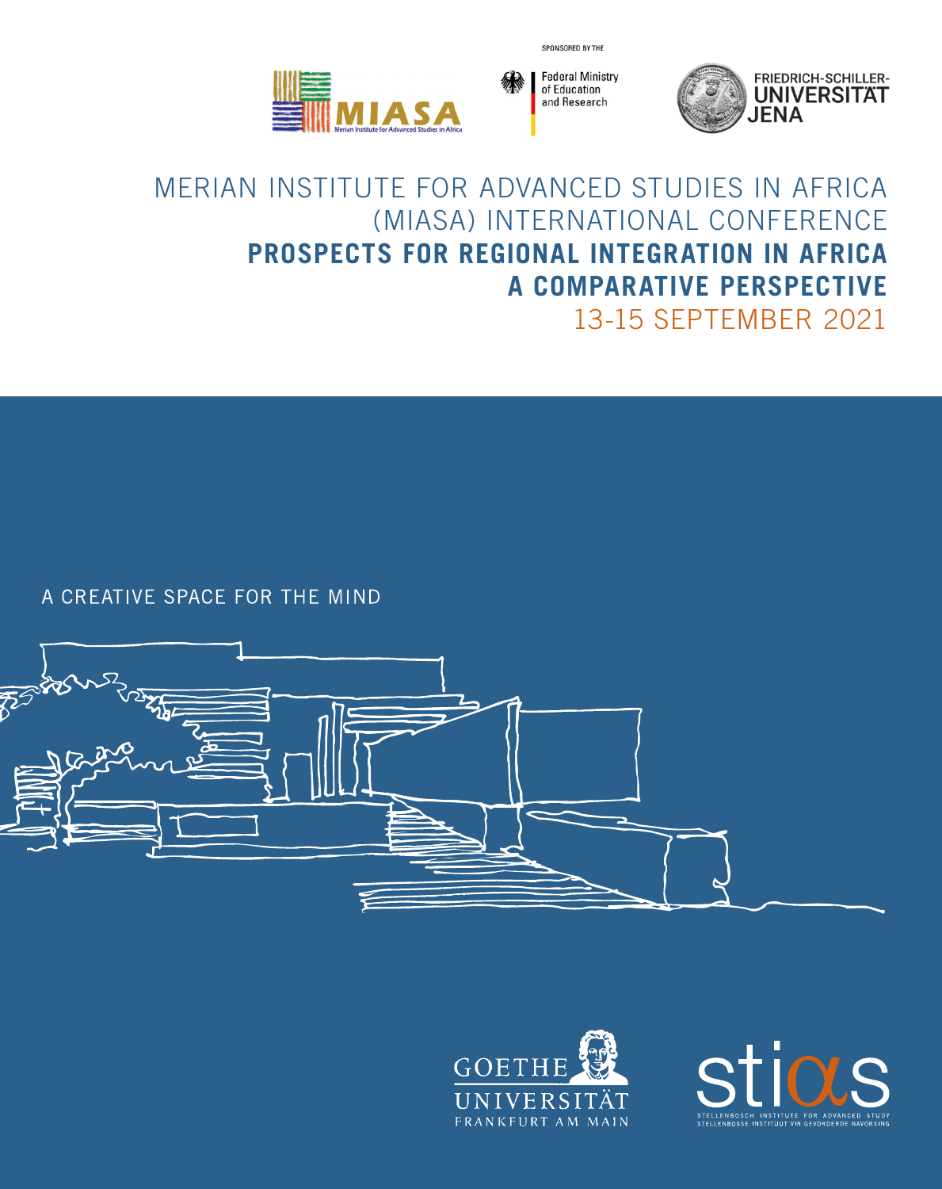SPONSORED BY THE

Federal Ministry of Education and Research

FRIEDRICH-SCHILLER-UNIVERSITÄT JENA

MIASA Merian Institute for Advanced Studies in Africa

# MERIAN INSTITUTE FOR ADVANCED STUDIES IN AFRICA (MIASA) INTERNATIONAL CONFERENCE

# **PROSPECTS FOR REGIONAL INTEGRATION IN AFRICA A COMPARATIVE PERSPECTIVE**

13-15 SEPTEMBER 2021

A CREATIVE SPACE FOR THE MIND

GOETHE UNIVERSITÄT FRANKFURT AM MAIN

stias STELLENBOSCH INSTITUTE FOR ADVANCED STUDY STELLENBOSSE INSTITUUT VIR GEVORDERDE NAVORSING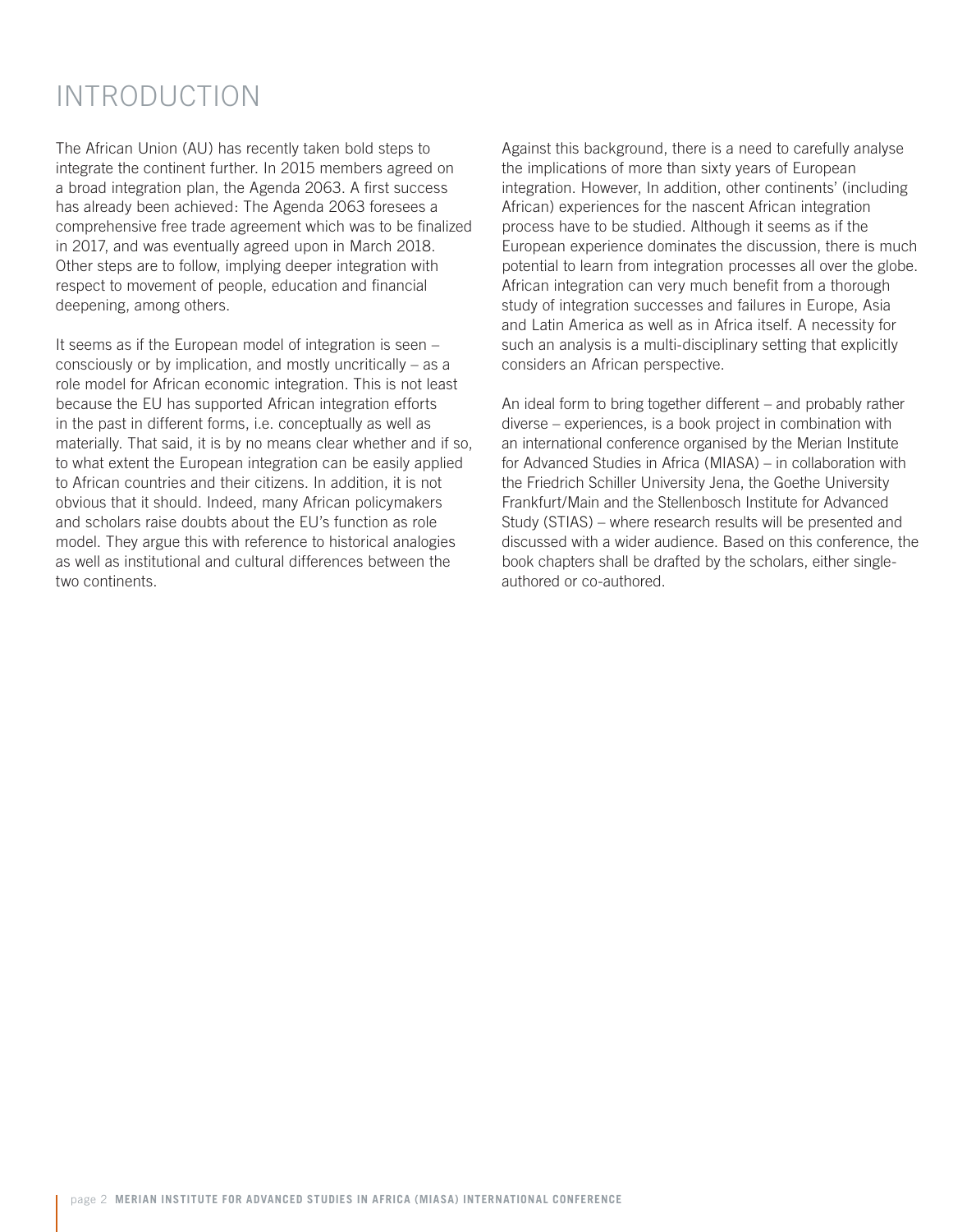# INTRODUCTION

The African Union (AU) has recently taken bold steps to integrate the continent further. In 2015 members agreed on a broad integration plan, the Agenda 2063. A first success has already been achieved: The Agenda 2063 foresees a comprehensive free trade agreement which was to be finalized in 2017, and was eventually agreed upon in March 2018. Other steps are to follow, implying deeper integration with respect to movement of people, education and financial deepening, among others.

It seems as if the European model of integration is seen – consciously or by implication, and mostly uncritically – as a role model for African economic integration. This is not least because the EU has supported African integration efforts in the past in different forms, i.e. conceptually as well as materially. That said, it is by no means clear whether and if so, to what extent the European integration can be easily applied to African countries and their citizens. In addition, it is not obvious that it should. Indeed, many African policymakers and scholars raise doubts about the EU's function as role model. They argue this with reference to historical analogies as well as institutional and cultural differences between the two continents.

Against this background, there is a need to carefully analyse the implications of more than sixty years of European integration. However, In addition, other continents' (including African) experiences for the nascent African integration process have to be studied. Although it seems as if the European experience dominates the discussion, there is much potential to learn from integration processes all over the globe. African integration can very much benefit from a thorough study of integration successes and failures in Europe, Asia and Latin America as well as in Africa itself. A necessity for such an analysis is a multi-disciplinary setting that explicitly considers an African perspective.

An ideal form to bring together different – and probably rather diverse – experiences, is a book project in combination with an international conference organised by the Merian Institute for Advanced Studies in Africa (MIASA) – in collaboration with the Friedrich Schiller University Jena, the Goethe University Frankfurt/Main and the Stellenbosch Institute for Advanced Study (STIAS) – where research results will be presented and discussed with a wider audience. Based on this conference, the book chapters shall be drafted by the scholars, either single-authored or co-authored.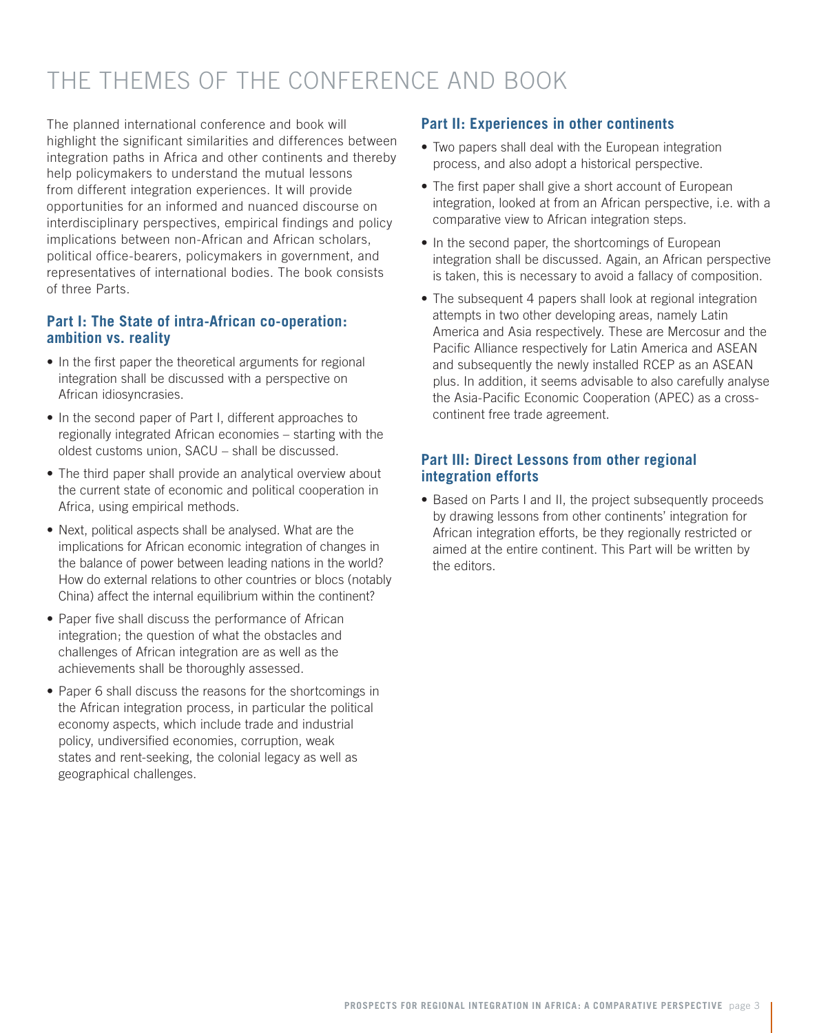# THE THEMES OF THE CONFERENCE AND BOOK

The planned international conference and book will highlight the significant similarities and differences between integration paths in Africa and other continents and thereby help policymakers to understand the mutual lessons from different integration experiences. It will provide opportunities for an informed and nuanced discourse on interdisciplinary perspectives, empirical findings and policy implications between non-African and African scholars, political office-bearers, policymakers in government, and representatives of international bodies. The book consists of three Parts.

## Part I: The State of intra-African co-operation: ambition vs. reality

- In the first paper the theoretical arguments for regional integration shall be discussed with a perspective on African idiosyncrasies.
- In the second paper of Part I, different approaches to regionally integrated African economies – starting with the oldest customs union, SACU – shall be discussed.
- The third paper shall provide an analytical overview about the current state of economic and political cooperation in Africa, using empirical methods.
- Next, political aspects shall be analysed. What are the implications for African economic integration of changes in the balance of power between leading nations in the world? How do external relations to other countries or blocs (notably China) affect the internal equilibrium within the continent?
- Paper five shall discuss the performance of African integration; the question of what the obstacles and challenges of African integration are as well as the achievements shall be thoroughly assessed.
- Paper 6 shall discuss the reasons for the shortcomings in the African integration process, in particular the political economy aspects, which include trade and industrial policy, undiversified economies, corruption, weak states and rent-seeking, the colonial legacy as well as geographical challenges.

## Part II: Experiences in other continents

- Two papers shall deal with the European integration process, and also adopt a historical perspective.
- The first paper shall give a short account of European integration, looked at from an African perspective, i.e. with a comparative view to African integration steps.
- In the second paper, the shortcomings of European integration shall be discussed. Again, an African perspective is taken, this is necessary to avoid a fallacy of composition.
- The subsequent 4 papers shall look at regional integration attempts in two other developing areas, namely Latin America and Asia respectively. These are Mercosur and the Pacific Alliance respectively for Latin America and ASEAN and subsequently the newly installed RCEP as an ASEAN plus. In addition, it seems advisable to also carefully analyse the Asia-Pacific Economic Cooperation (APEC) as a cross-continent free trade agreement.

## Part III: Direct Lessons from other regional integration efforts

- Based on Parts I and II, the project subsequently proceeds by drawing lessons from other continents' integration for African integration efforts, be they regionally restricted or aimed at the entire continent. This Part will be written by the editors.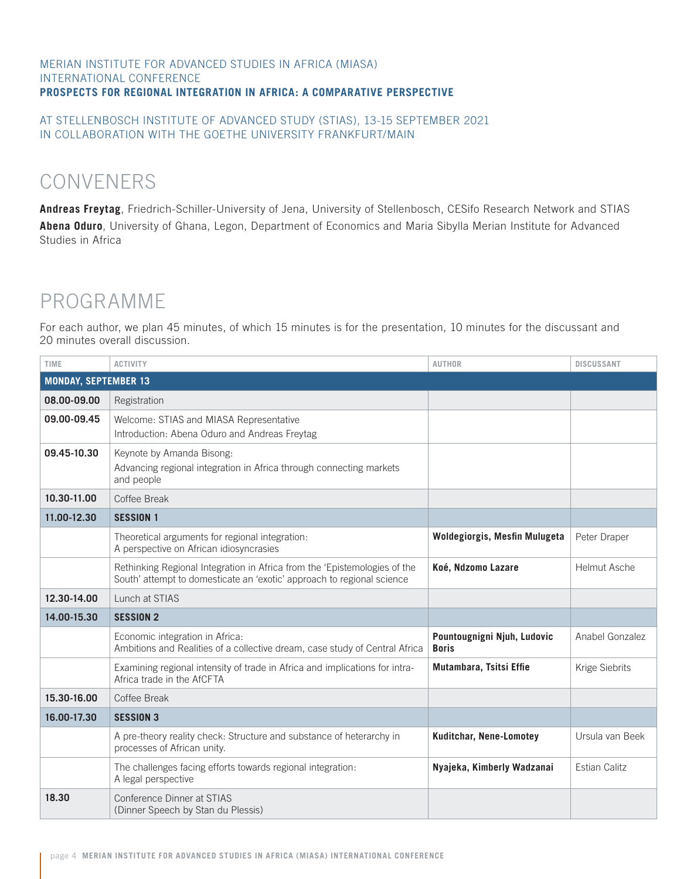MERIAN INSTITUTE FOR ADVANCED STUDIES IN AFRICA (MIASA)
INTERNATIONAL CONFERENCE
**PROSPECTS FOR REGIONAL INTEGRATION IN AFRICA: A COMPARATIVE PERSPECTIVE**

AT STELLENBOSCH INSTITUTE OF ADVANCED STUDY (STIAS), 13-15 SEPTEMBER 2021
IN COLLABORATION WITH THE GOETHE UNIVERSITY FRANKFURT/MAIN

# CONVENERS

**Andreas Freytag**, Friedrich-Schiller-University of Jena, University of Stellenbosch, CESifo Research Network and STIAS

**Abena Oduro**, University of Ghana, Legon, Department of Economics and Maria Sibylla Merian Institute for Advanced Studies in Africa

# PROGRAMME

For each author, we plan 45 minutes, of which 15 minutes is for the presentation, 10 minutes for the discussant and 20 minutes overall discussion.

| TIME | ACTIVITY | AUTHOR | DISCUSSANT |
|---|---|---|---|
| **MONDAY, SEPTEMBER 13** | | | |
| **08.00-09.00** | Registration | | |
| **09.00-09.45** | Welcome: STIAS and MIASA Representative<br>Introduction: Abena Oduro and Andreas Freytag | | |
| **09.45-10.30** | Keynote by Amanda Bisong:<br>Advancing regional integration in Africa through connecting markets and people | | |
| **10.30-11.00** | Coffee Break | | |
| **11.00-12.30** | **SESSION 1** | | |
| | Theoretical arguments for regional integration: A perspective on African idiosyncrasies | **Woldegiorgis, Mesfin Mulugeta** | Peter Draper |
| | Rethinking Regional Integration in Africa from the 'Epistemologies of the South' attempt to domesticate an 'exotic' approach to regional science | **Koé, Ndzomo Lazare** | Helmut Asche |
| **12.30-14.00** | Lunch at STIAS | | |
| **14.00-15.30** | **SESSION 2** | | |
| | Economic integration in Africa: Ambitions and Realities of a collective dream, case study of Central Africa | **Pountougnigni Njuh, Ludovic Boris** | Anabel Gonzalez |
| | Examining regional intensity of trade in Africa and implications for intra-Africa trade in the AfCFTA | **Mutambara, Tsitsi Effie** | Krige Siebrits |
| **15.30-16.00** | Coffee Break | | |
| **16.00-17.30** | **SESSION 3** | | |
| | A pre-theory reality check: Structure and substance of heterarchy in processes of African unity. | **Kuditchar, Nene-Lomotey** | Ursula van Beek |
| | The challenges facing efforts towards regional integration: A legal perspective | **Nyajeka, Kimberly Wadzanai** | Estian Calitz |
| **18.30** | Conference Dinner at STIAS<br>(Dinner Speech by Stan du Plessis) | | |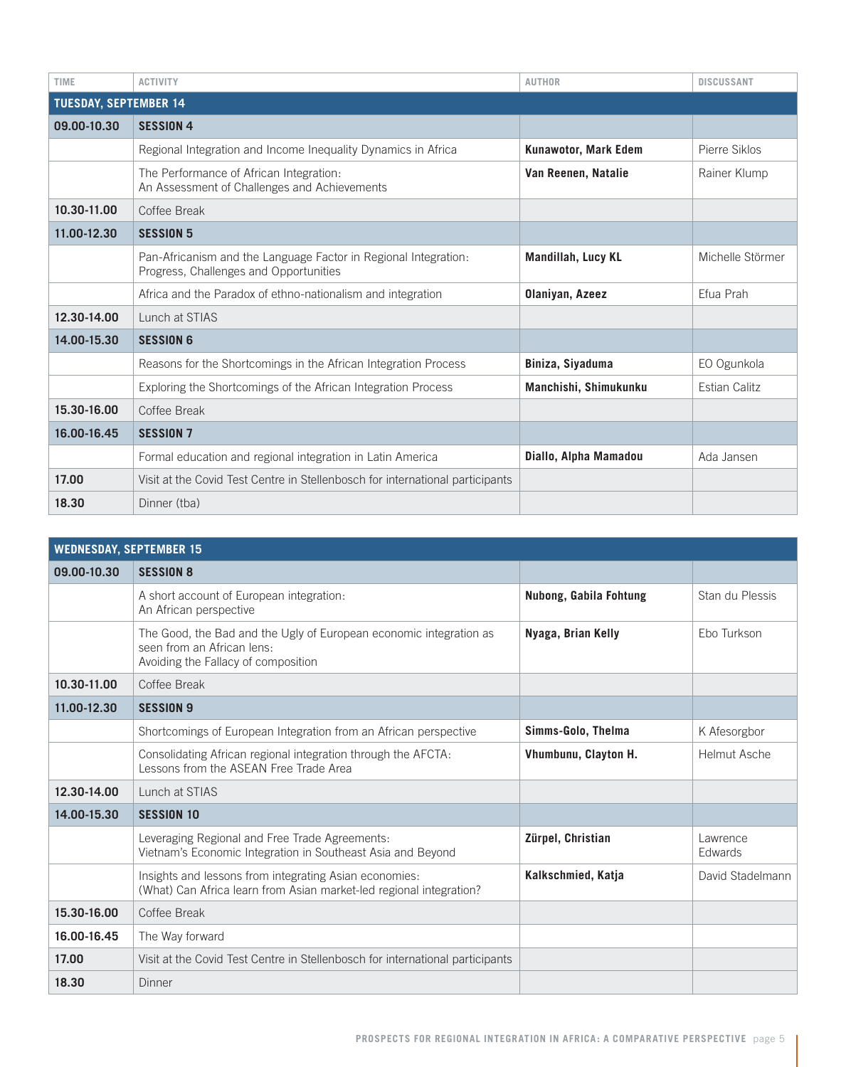| TIME | ACTIVITY | AUTHOR | DISCUSSANT |
|---|---|---|---|
| **TUESDAY, SEPTEMBER 14** | | | |
| **09.00-10.30** | **SESSION 4** | | |
| | Regional Integration and Income Inequality Dynamics in Africa | **Kunawotor, Mark Edem** | Pierre Siklos |
| | The Performance of African Integration: An Assessment of Challenges and Achievements | **Van Reenen, Natalie** | Rainer Klump |
| **10.30-11.00** | Coffee Break | | |
| **11.00-12.30** | **SESSION 5** | | |
| | Pan-Africanism and the Language Factor in Regional Integration: Progress, Challenges and Opportunities | **Mandillah, Lucy KL** | Michelle Störmer |
| | Africa and the Paradox of ethno-nationalism and integration | **Olaniyan, Azeez** | Efua Prah |
| **12.30-14.00** | Lunch at STIAS | | |
| **14.00-15.30** | **SESSION 6** | | |
| | Reasons for the Shortcomings in the African Integration Process | **Biniza, Siyaduma** | EO Ogunkola |
| | Exploring the Shortcomings of the African Integration Process | **Manchishi, Shimukunku** | Estian Calitz |
| **15.30-16.00** | Coffee Break | | |
| **16.00-16.45** | **SESSION 7** | | |
| | Formal education and regional integration in Latin America | **Diallo, Alpha Mamadou** | Ada Jansen |
| **17.00** | Visit at the Covid Test Centre in Stellenbosch for international participants | | |
| **18.30** | Dinner (tba) | | |

| | | | |
|---|---|---|---|
| **WEDNESDAY, SEPTEMBER 15** | | | |
| **09.00-10.30** | **SESSION 8** | | |
| | A short account of European integration: An African perspective | **Nubong, Gabila Fohtung** | Stan du Plessis |
| | The Good, the Bad and the Ugly of European economic integration as seen from an African lens: Avoiding the Fallacy of composition | **Nyaga, Brian Kelly** | Ebo Turkson |
| **10.30-11.00** | Coffee Break | | |
| **11.00-12.30** | **SESSION 9** | | |
| | Shortcomings of European Integration from an African perspective | **Simms-Golo, Thelma** | K Afesorgbor |
| | Consolidating African regional integration through the AFCTA: Lessons from the ASEAN Free Trade Area | **Vhumbunu, Clayton H.** | Helmut Asche |
| **12.30-14.00** | Lunch at STIAS | | |
| **14.00-15.30** | **SESSION 10** | | |
| | Leveraging Regional and Free Trade Agreements: Vietnam's Economic Integration in Southeast Asia and Beyond | **Zürpel, Christian** | Lawrence Edwards |
| | Insights and lessons from integrating Asian economies: (What) Can Africa learn from Asian market-led regional integration? | **Kalkschmied, Katja** | David Stadelmann |
| **15.30-16.00** | Coffee Break | | |
| **16.00-16.45** | The Way forward | | |
| **17.00** | Visit at the Covid Test Centre in Stellenbosch for international participants | | |
| **18.30** | Dinner | | |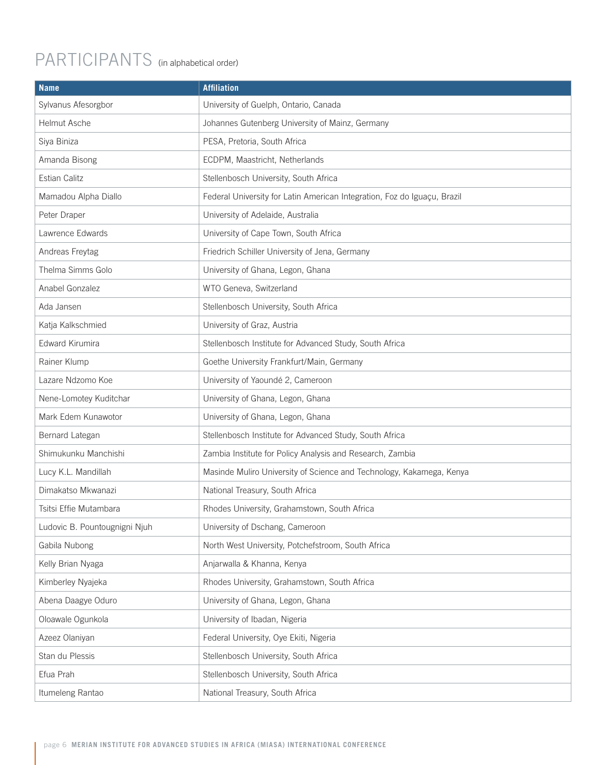# PARTICIPANTS (in alphabetical order)

| Name | Affiliation |
|---|---|
| Sylvanus Afesorgbor | University of Guelph, Ontario, Canada |
| Helmut Asche | Johannes Gutenberg University of Mainz, Germany |
| Siya Biniza | PESA, Pretoria, South Africa |
| Amanda Bisong | ECDPM, Maastricht, Netherlands |
| Estian Calitz | Stellenbosch University, South Africa |
| Mamadou Alpha Diallo | Federal University for Latin American Integration, Foz do Iguaçu, Brazil |
| Peter Draper | University of Adelaide, Australia |
| Lawrence Edwards | University of Cape Town, South Africa |
| Andreas Freytag | Friedrich Schiller University of Jena, Germany |
| Thelma Simms Golo | University of Ghana, Legon, Ghana |
| Anabel Gonzalez | WTO Geneva, Switzerland |
| Ada Jansen | Stellenbosch University, South Africa |
| Katja Kalkschmied | University of Graz, Austria |
| Edward Kirumira | Stellenbosch Institute for Advanced Study, South Africa |
| Rainer Klump | Goethe University Frankfurt/Main, Germany |
| Lazare Ndzomo Koe | University of Yaoundé 2, Cameroon |
| Nene-Lomotey Kuditchar | University of Ghana, Legon, Ghana |
| Mark Edem Kunawotor | University of Ghana, Legon, Ghana |
| Bernard Lategan | Stellenbosch Institute for Advanced Study, South Africa |
| Shimukunku Manchishi | Zambia Institute for Policy Analysis and Research, Zambia |
| Lucy K.L. Mandillah | Masinde Muliro University of Science and Technology, Kakamega, Kenya |
| Dimakatso Mkwanazi | National Treasury, South Africa |
| Tsitsi Effie Mutambara | Rhodes University, Grahamstown, South Africa |
| Ludovic B. Pountougnigni Njuh | University of Dschang, Cameroon |
| Gabila Nubong | North West University, Potchefstroom, South Africa |
| Kelly Brian Nyaga | Anjarwalla & Khanna, Kenya |
| Kimberley Nyajeka | Rhodes University, Grahamstown, South Africa |
| Abena Daagye Oduro | University of Ghana, Legon, Ghana |
| Oloawale Ogunkola | University of Ibadan, Nigeria |
| Azeez Olaniyan | Federal University, Oye Ekiti, Nigeria |
| Stan du Plessis | Stellenbosch University, South Africa |
| Efua Prah | Stellenbosch University, South Africa |
| Itumeleng Rantao | National Treasury, South Africa |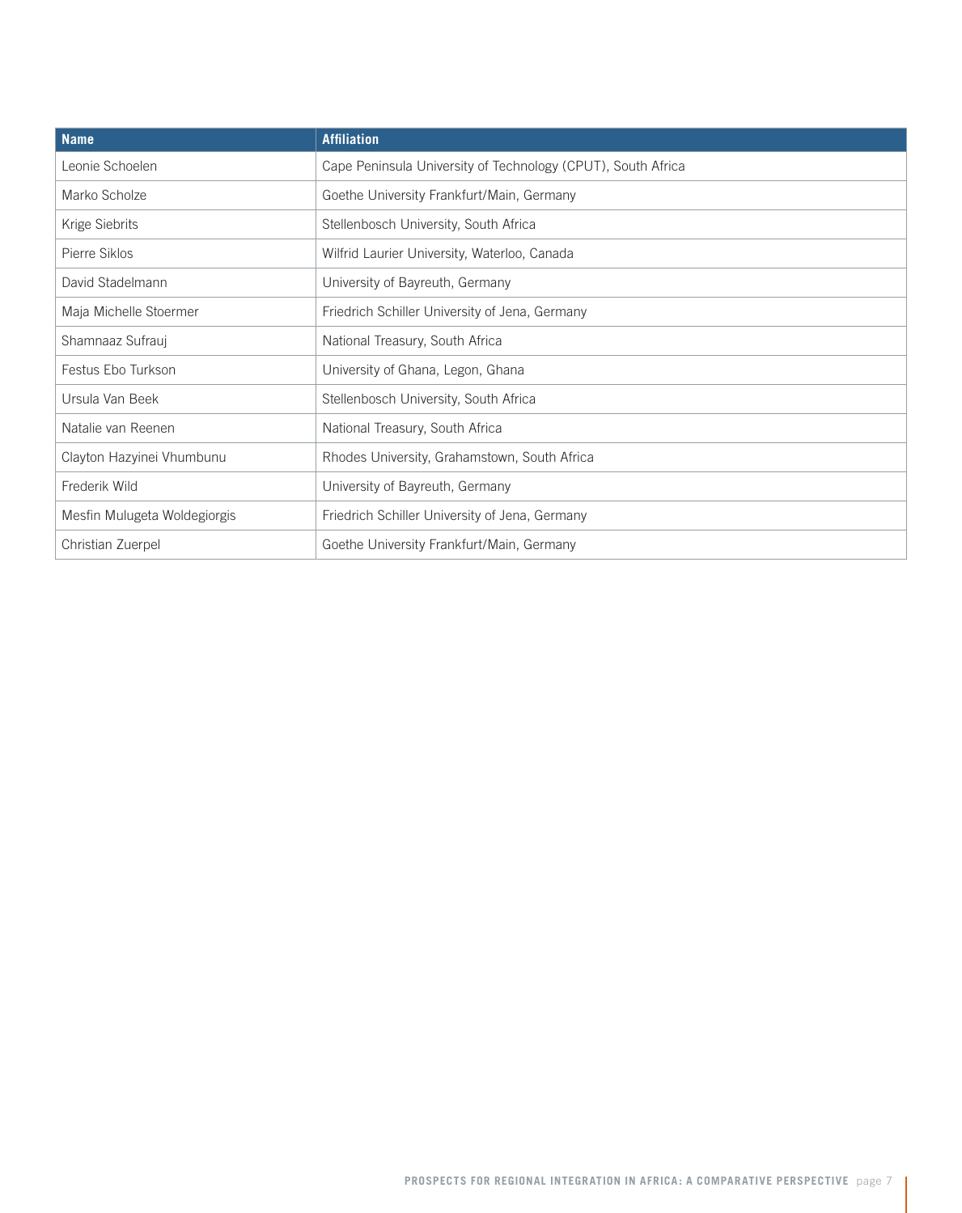| Name | Affiliation |
| --- | --- |
| Leonie Schoelen | Cape Peninsula University of Technology (CPUT), South Africa |
| Marko Scholze | Goethe University Frankfurt/Main, Germany |
| Krige Siebrits | Stellenbosch University, South Africa |
| Pierre Siklos | Wilfrid Laurier University, Waterloo, Canada |
| David Stadelmann | University of Bayreuth, Germany |
| Maja Michelle Stoermer | Friedrich Schiller University of Jena, Germany |
| Shamnaaz Sufrauj | National Treasury, South Africa |
| Festus Ebo Turkson | University of Ghana, Legon, Ghana |
| Ursula Van Beek | Stellenbosch University, South Africa |
| Natalie van Reenen | National Treasury, South Africa |
| Clayton Hazyinei Vhumbunu | Rhodes University, Grahamstown, South Africa |
| Frederik Wild | University of Bayreuth, Germany |
| Mesfin Mulugeta Woldegiorgis | Friedrich Schiller University of Jena, Germany |
| Christian Zuerpel | Goethe University Frankfurt/Main, Germany |